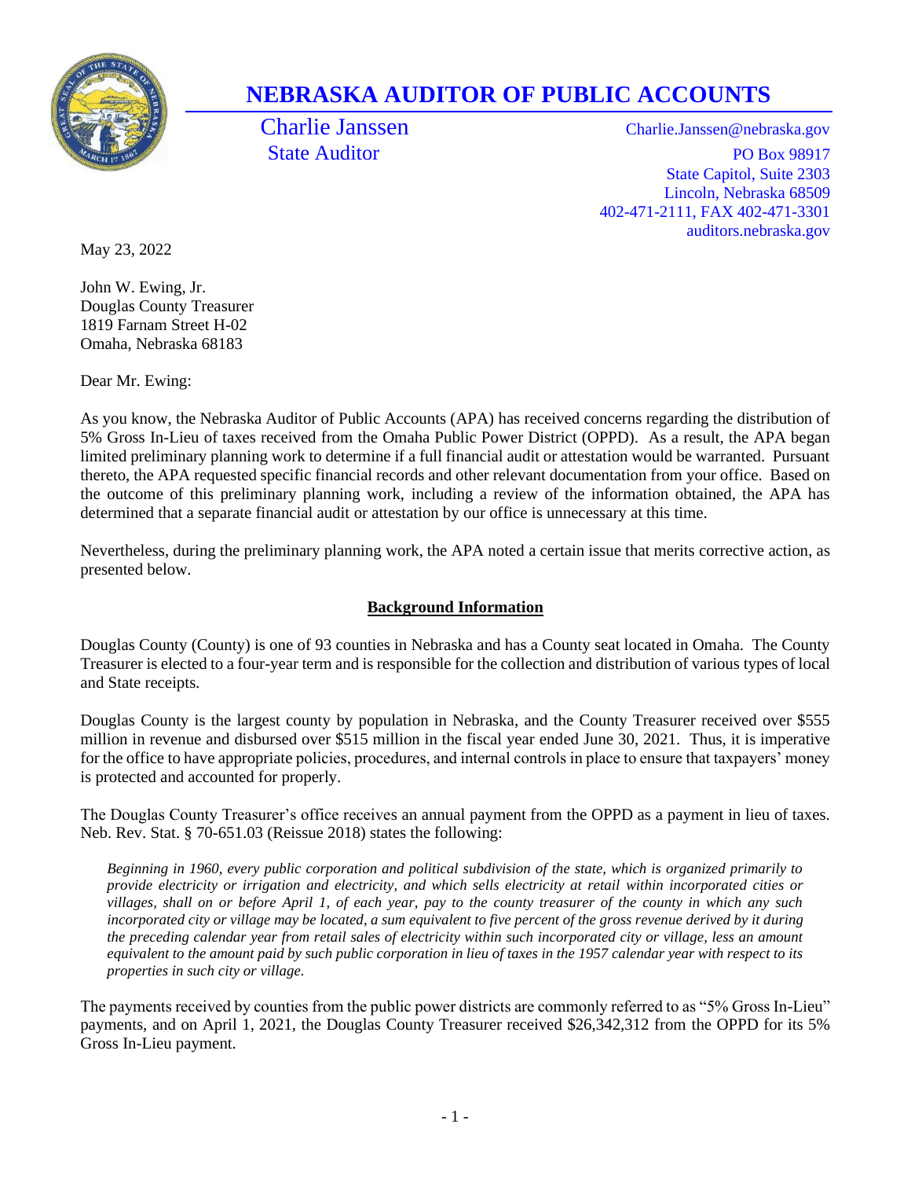# NEBRASKA AUDITOR OF PUBLIC ACCOUNTS

Charlie Janssen
State Auditor

Charlie.Janssen@nebraska.gov
PO Box 98917
State Capitol, Suite 2303
Lincoln, Nebraska 68509
402-471-2111, FAX 402-471-3301
auditors.nebraska.gov

May 23, 2022

John W. Ewing, Jr.
Douglas County Treasurer
1819 Farnam Street H-02
Omaha, Nebraska 68183

Dear Mr. Ewing:

As you know, the Nebraska Auditor of Public Accounts (APA) has received concerns regarding the distribution of 5% Gross In-Lieu of taxes received from the Omaha Public Power District (OPPD). As a result, the APA began limited preliminary planning work to determine if a full financial audit or attestation would be warranted. Pursuant thereto, the APA requested specific financial records and other relevant documentation from your office. Based on the outcome of this preliminary planning work, including a review of the information obtained, the APA has determined that a separate financial audit or attestation by our office is unnecessary at this time.

Nevertheless, during the preliminary planning work, the APA noted a certain issue that merits corrective action, as presented below.

## Background Information

Douglas County (County) is one of 93 counties in Nebraska and has a County seat located in Omaha. The County Treasurer is elected to a four-year term and is responsible for the collection and distribution of various types of local and State receipts.

Douglas County is the largest county by population in Nebraska, and the County Treasurer received over $555 million in revenue and disbursed over $515 million in the fiscal year ended June 30, 2021. Thus, it is imperative for the office to have appropriate policies, procedures, and internal controls in place to ensure that taxpayers' money is protected and accounted for properly.

The Douglas County Treasurer's office receives an annual payment from the OPPD as a payment in lieu of taxes. Neb. Rev. Stat. § 70-651.03 (Reissue 2018) states the following:

> *Beginning in 1960, every public corporation and political subdivision of the state, which is organized primarily to provide electricity or irrigation and electricity, and which sells electricity at retail within incorporated cities or villages, shall on or before April 1, of each year, pay to the county treasurer of the county in which any such incorporated city or village may be located, a sum equivalent to five percent of the gross revenue derived by it during the preceding calendar year from retail sales of electricity within such incorporated city or village, less an amount equivalent to the amount paid by such public corporation in lieu of taxes in the 1957 calendar year with respect to its properties in such city or village.*

The payments received by counties from the public power districts are commonly referred to as "5% Gross In-Lieu" payments, and on April 1, 2021, the Douglas County Treasurer received $26,342,312 from the OPPD for its 5% Gross In-Lieu payment.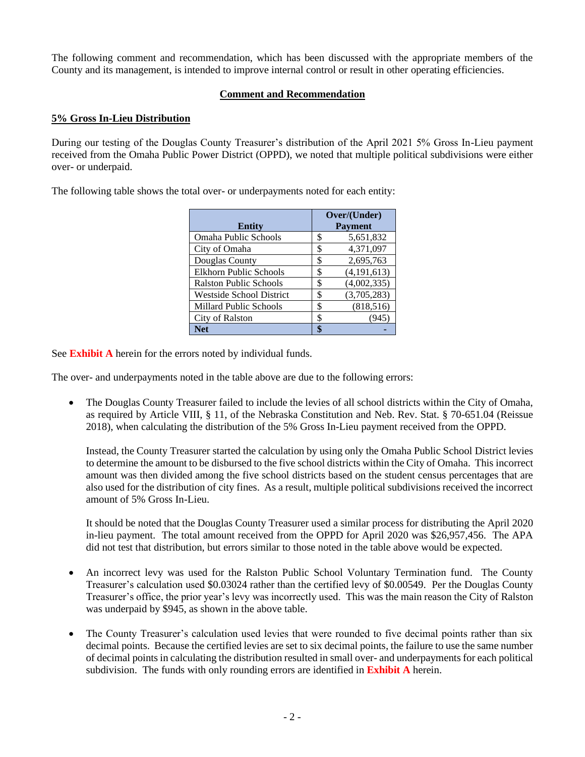The following comment and recommendation, which has been discussed with the appropriate members of the County and its management, is intended to improve internal control or result in other operating efficiencies.

## Comment and Recommendation

### 5% Gross In-Lieu Distribution

During our testing of the Douglas County Treasurer's distribution of the April 2021 5% Gross In-Lieu payment received from the Omaha Public Power District (OPPD), we noted that multiple political subdivisions were either over- or underpaid.

The following table shows the total over- or underpayments noted for each entity:

| Entity | Over/(Under) Payment |
|---|---|
| Omaha Public Schools | $ 5,651,832 |
| City of Omaha | $ 4,371,097 |
| Douglas County | $ 2,695,763 |
| Elkhorn Public Schools | $ (4,191,613) |
| Ralston Public Schools | $ (4,002,335) |
| Westside School District | $ (3,705,283) |
| Millard Public Schools | $ (818,516) |
| City of Ralston | $ (945) |
| **Net** | **$ -** |

See **Exhibit A** herein for the errors noted by individual funds.

The over- and underpayments noted in the table above are due to the following errors:

- The Douglas County Treasurer failed to include the levies of all school districts within the City of Omaha, as required by Article VIII, § 11, of the Nebraska Constitution and Neb. Rev. Stat. § 70-651.04 (Reissue 2018), when calculating the distribution of the 5% Gross In-Lieu payment received from the OPPD.

  Instead, the County Treasurer started the calculation by using only the Omaha Public School District levies to determine the amount to be disbursed to the five school districts within the City of Omaha. This incorrect amount was then divided among the five school districts based on the student census percentages that are also used for the distribution of city fines. As a result, multiple political subdivisions received the incorrect amount of 5% Gross In-Lieu.

  It should be noted that the Douglas County Treasurer used a similar process for distributing the April 2020 in-lieu payment. The total amount received from the OPPD for April 2020 was $26,957,456. The APA did not test that distribution, but errors similar to those noted in the table above would be expected.

- An incorrect levy was used for the Ralston Public School Voluntary Termination fund. The County Treasurer's calculation used $0.03024 rather than the certified levy of $0.00549. Per the Douglas County Treasurer's office, the prior year's levy was incorrectly used. This was the main reason the City of Ralston was underpaid by $945, as shown in the above table.

- The County Treasurer's calculation used levies that were rounded to five decimal points rather than six decimal points. Because the certified levies are set to six decimal points, the failure to use the same number of decimal points in calculating the distribution resulted in small over- and underpayments for each political subdivision. The funds with only rounding errors are identified in **Exhibit A** herein.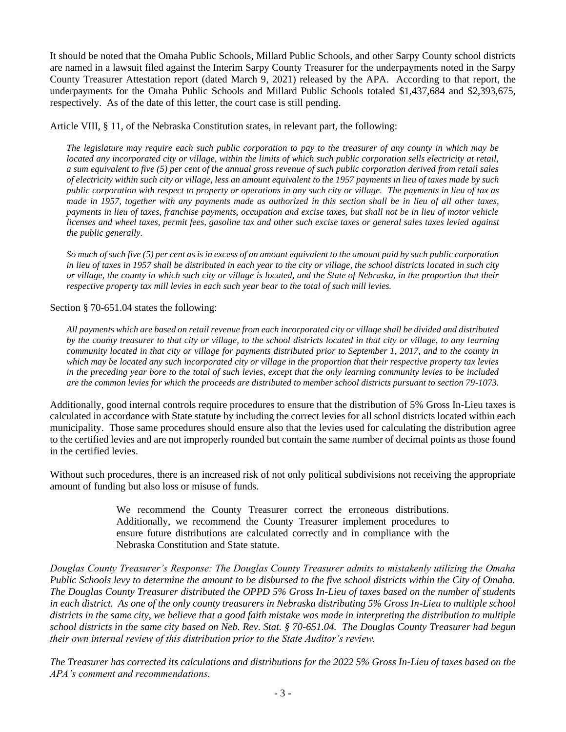It should be noted that the Omaha Public Schools, Millard Public Schools, and other Sarpy County school districts are named in a lawsuit filed against the Interim Sarpy County Treasurer for the underpayments noted in the Sarpy County Treasurer Attestation report (dated March 9, 2021) released by the APA. According to that report, the underpayments for the Omaha Public Schools and Millard Public Schools totaled $1,437,684 and $2,393,675, respectively. As of the date of this letter, the court case is still pending.

Article VIII, § 11, of the Nebraska Constitution states, in relevant part, the following:

> *The legislature may require each such public corporation to pay to the treasurer of any county in which may be located any incorporated city or village, within the limits of which such public corporation sells electricity at retail, a sum equivalent to five (5) per cent of the annual gross revenue of such public corporation derived from retail sales of electricity within such city or village, less an amount equivalent to the 1957 payments in lieu of taxes made by such public corporation with respect to property or operations in any such city or village. The payments in lieu of tax as made in 1957, together with any payments made as authorized in this section shall be in lieu of all other taxes, payments in lieu of taxes, franchise payments, occupation and excise taxes, but shall not be in lieu of motor vehicle licenses and wheel taxes, permit fees, gasoline tax and other such excise taxes or general sales taxes levied against the public generally.*
>
> *So much of such five (5) per cent as is in excess of an amount equivalent to the amount paid by such public corporation in lieu of taxes in 1957 shall be distributed in each year to the city or village, the school districts located in such city or village, the county in which such city or village is located, and the State of Nebraska, in the proportion that their respective property tax mill levies in each such year bear to the total of such mill levies.*

Section § 70-651.04 states the following:

> *All payments which are based on retail revenue from each incorporated city or village shall be divided and distributed by the county treasurer to that city or village, to the school districts located in that city or village, to any learning community located in that city or village for payments distributed prior to September 1, 2017, and to the county in which may be located any such incorporated city or village in the proportion that their respective property tax levies in the preceding year bore to the total of such levies, except that the only learning community levies to be included are the common levies for which the proceeds are distributed to member school districts pursuant to section 79-1073.*

Additionally, good internal controls require procedures to ensure that the distribution of 5% Gross In-Lieu taxes is calculated in accordance with State statute by including the correct levies for all school districts located within each municipality. Those same procedures should ensure also that the levies used for calculating the distribution agree to the certified levies and are not improperly rounded but contain the same number of decimal points as those found in the certified levies.

Without such procedures, there is an increased risk of not only political subdivisions not receiving the appropriate amount of funding but also loss or misuse of funds.

> We recommend the County Treasurer correct the erroneous distributions. Additionally, we recommend the County Treasurer implement procedures to ensure future distributions are calculated correctly and in compliance with the Nebraska Constitution and State statute.

*Douglas County Treasurer's Response: The Douglas County Treasurer admits to mistakenly utilizing the Omaha Public Schools levy to determine the amount to be disbursed to the five school districts within the City of Omaha. The Douglas County Treasurer distributed the OPPD 5% Gross In-Lieu of taxes based on the number of students in each district. As one of the only county treasurers in Nebraska distributing 5% Gross In-Lieu to multiple school districts in the same city, we believe that a good faith mistake was made in interpreting the distribution to multiple school districts in the same city based on Neb. Rev. Stat. § 70-651.04. The Douglas County Treasurer had begun their own internal review of this distribution prior to the State Auditor's review.*

*The Treasurer has corrected its calculations and distributions for the 2022 5% Gross In-Lieu of taxes based on the APA's comment and recommendations.*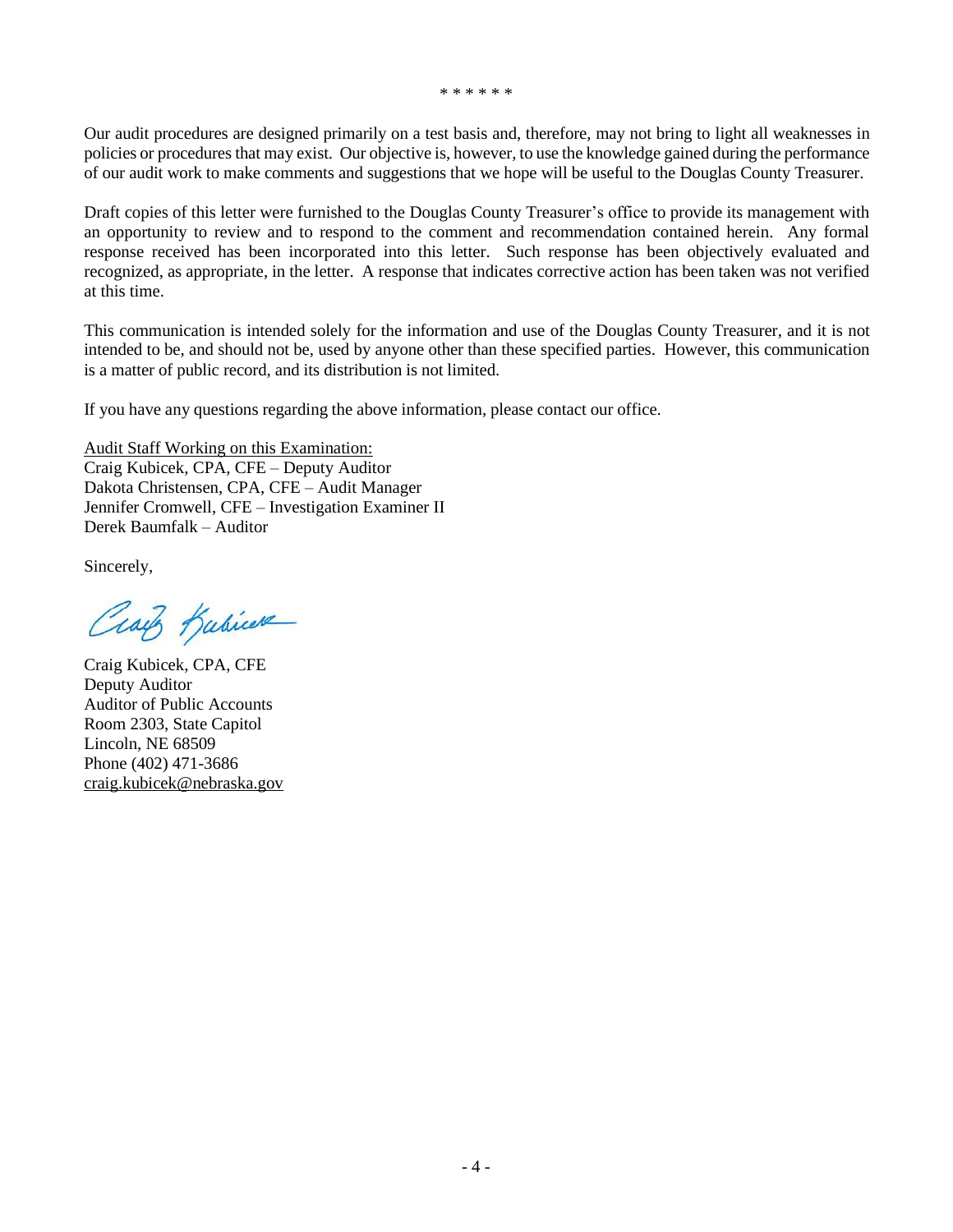\* \* \* \* \* \*

Our audit procedures are designed primarily on a test basis and, therefore, may not bring to light all weaknesses in policies or procedures that may exist. Our objective is, however, to use the knowledge gained during the performance of our audit work to make comments and suggestions that we hope will be useful to the Douglas County Treasurer.

Draft copies of this letter were furnished to the Douglas County Treasurer's office to provide its management with an opportunity to review and to respond to the comment and recommendation contained herein. Any formal response received has been incorporated into this letter. Such response has been objectively evaluated and recognized, as appropriate, in the letter. A response that indicates corrective action has been taken was not verified at this time.

This communication is intended solely for the information and use of the Douglas County Treasurer, and it is not intended to be, and should not be, used by anyone other than these specified parties. However, this communication is a matter of public record, and its distribution is not limited.

If you have any questions regarding the above information, please contact our office.

Audit Staff Working on this Examination:
Craig Kubicek, CPA, CFE – Deputy Auditor
Dakota Christensen, CPA, CFE – Audit Manager
Jennifer Cromwell, CFE – Investigation Examiner II
Derek Baumfalk – Auditor

Sincerely,

Craig Kubicek, CPA, CFE
Deputy Auditor
Auditor of Public Accounts
Room 2303, State Capitol
Lincoln, NE 68509
Phone (402) 471-3686
craig.kubicek@nebraska.gov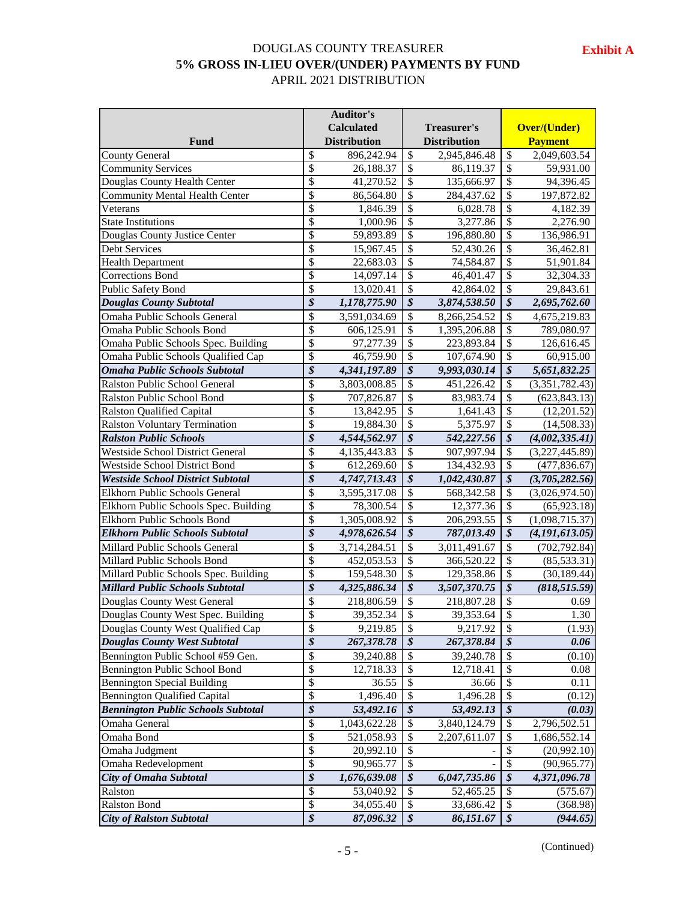**Exhibit A**

# DOUGLAS COUNTY TREASURER
## 5% GROSS IN-LIEU OVER/(UNDER) PAYMENTS BY FUND
### APRIL 2021 DISTRIBUTION

| Fund | Auditor's Calculated Distribution | Treasurer's Distribution | Over/(Under) Payment |
|---|---|---|---|
| County General | $ 896,242.94 | $ 2,945,846.48 | $ 2,049,603.54 |
| Community Services | $ 26,188.37 | $ 86,119.37 | $ 59,931.00 |
| Douglas County Health Center | $ 41,270.52 | $ 135,666.97 | $ 94,396.45 |
| Community Mental Health Center | $ 86,564.80 | $ 284,437.62 | $ 197,872.82 |
| Veterans | $ 1,846.39 | $ 6,028.78 | $ 4,182.39 |
| State Institutions | $ 1,000.96 | $ 3,277.86 | $ 2,276.90 |
| Douglas County Justice Center | $ 59,893.89 | $ 196,880.80 | $ 136,986.91 |
| Debt Services | $ 15,967.45 | $ 52,430.26 | $ 36,462.81 |
| Health Department | $ 22,683.03 | $ 74,584.87 | $ 51,901.84 |
| Corrections Bond | $ 14,097.14 | $ 46,401.47 | $ 32,304.33 |
| Public Safety Bond | $ 13,020.41 | $ 42,864.02 | $ 29,843.61 |
| ***Douglas County Subtotal*** | ***$ 1,178,775.90*** | ***$ 3,874,538.50*** | ***$ 2,695,762.60*** |
| Omaha Public Schools General | $ 3,591,034.69 | $ 8,266,254.52 | $ 4,675,219.83 |
| Omaha Public Schools Bond | $ 606,125.91 | $ 1,395,206.88 | $ 789,080.97 |
| Omaha Public Schools Spec. Building | $ 97,277.39 | $ 223,893.84 | $ 126,616.45 |
| Omaha Public Schools Qualified Cap | $ 46,759.90 | $ 107,674.90 | $ 60,915.00 |
| ***Omaha Public Schools Subtotal*** | ***$ 4,341,197.89*** | ***$ 9,993,030.14*** | ***$ 5,651,832.25*** |
| Ralston Public School General | $ 3,803,008.85 | $ 451,226.42 | $ (3,351,782.43) |
| Ralston Public School Bond | $ 707,826.87 | $ 83,983.74 | $ (623,843.13) |
| Ralston Qualified Capital | $ 13,842.95 | $ 1,641.43 | $ (12,201.52) |
| Ralston Voluntary Termination | $ 19,884.30 | $ 5,375.97 | $ (14,508.33) |
| ***Ralston Public Schools*** | ***$ 4,544,562.97*** | ***$ 542,227.56*** | ***$ (4,002,335.41)*** |
| Westside School District General | $ 4,135,443.83 | $ 907,997.94 | $ (3,227,445.89) |
| Westside School District Bond | $ 612,269.60 | $ 134,432.93 | $ (477,836.67) |
| ***Westside School District Subtotal*** | ***$ 4,747,713.43*** | ***$ 1,042,430.87*** | ***$ (3,705,282.56)*** |
| Elkhorn Public Schools General | $ 3,595,317.08 | $ 568,342.58 | $ (3,026,974.50) |
| Elkhorn Public Schools Spec. Building | $ 78,300.54 | $ 12,377.36 | $ (65,923.18) |
| Elkhorn Public Schools Bond | $ 1,305,008.92 | $ 206,293.55 | $ (1,098,715.37) |
| ***Elkhorn Public Schools Subtotal*** | ***$ 4,978,626.54*** | ***$ 787,013.49*** | ***$ (4,191,613.05)*** |
| Millard Public Schools General | $ 3,714,284.51 | $ 3,011,491.67 | $ (702,792.84) |
| Millard Public Schools Bond | $ 452,053.53 | $ 366,520.22 | $ (85,533.31) |
| Millard Public Schools Spec. Building | $ 159,548.30 | $ 129,358.86 | $ (30,189.44) |
| ***Millard Public Schools Subtotal*** | ***$ 4,325,886.34*** | ***$ 3,507,370.75*** | ***$ (818,515.59)*** |
| Douglas County West General | $ 218,806.59 | $ 218,807.28 | $ 0.69 |
| Douglas County West Spec. Building | $ 39,352.34 | $ 39,353.64 | $ 1.30 |
| Douglas County West Qualified Cap | $ 9,219.85 | $ 9,217.92 | $ (1.93) |
| ***Douglas County West Subtotal*** | ***$ 267,378.78*** | ***$ 267,378.84*** | ***$ 0.06*** |
| Bennington Public School #59 Gen. | $ 39,240.88 | $ 39,240.78 | $ (0.10) |
| Bennington Public School Bond | $ 12,718.33 | $ 12,718.41 | $ 0.08 |
| Bennington Special Building | $ 36.55 | $ 36.66 | $ 0.11 |
| Bennington Qualified Capital | $ 1,496.40 | $ 1,496.28 | $ (0.12) |
| ***Bennington Public Schools Subtotal*** | ***$ 53,492.16*** | ***$ 53,492.13*** | ***$ (0.03)*** |
| Omaha General | $ 1,043,622.28 | $ 3,840,124.79 | $ 2,796,502.51 |
| Omaha Bond | $ 521,058.93 | $ 2,207,611.07 | $ 1,686,552.14 |
| Omaha Judgment | $ 20,992.10 | $ - | $ (20,992.10) |
| Omaha Redevelopment | $ 90,965.77 | $ - | $ (90,965.77) |
| ***City of Omaha Subtotal*** | ***$ 1,676,639.08*** | ***$ 6,047,735.86*** | ***$ 4,371,096.78*** |
| Ralston | $ 53,040.92 | $ 52,465.25 | $ (575.67) |
| Ralston Bond | $ 34,055.40 | $ 33,686.42 | $ (368.98) |
| ***City of Ralston Subtotal*** | ***$ 87,096.32*** | ***$ 86,151.67*** | ***$ (944.65)*** |

(Continued)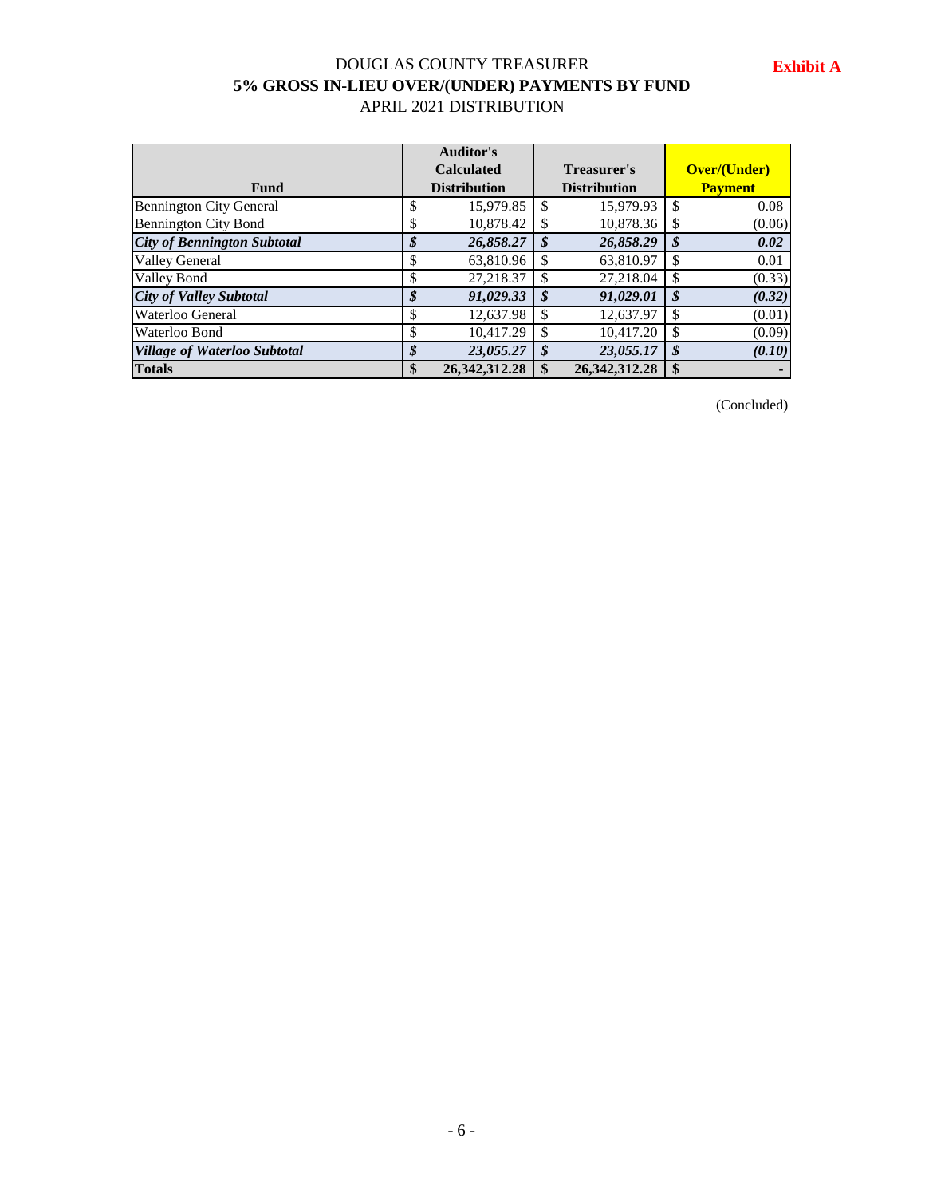**Exhibit A**

DOUGLAS COUNTY TREASURER
**5% GROSS IN-LIEU OVER/(UNDER) PAYMENTS BY FUND**
APRIL 2021 DISTRIBUTION

| Fund | Auditor's Calculated Distribution | Treasurer's Distribution | Over/(Under) Payment |
|---|---|---|---|
| Bennington City General | $ 15,979.85 | $ 15,979.93 | $ 0.08 |
| Bennington City Bond | $ 10,878.42 | $ 10,878.36 | $ (0.06) |
| ***City of Bennington Subtotal*** | ***$ 26,858.27*** | ***$ 26,858.29*** | ***$ 0.02*** |
| Valley General | $ 63,810.96 | $ 63,810.97 | $ 0.01 |
| Valley Bond | $ 27,218.37 | $ 27,218.04 | $ (0.33) |
| ***City of Valley Subtotal*** | ***$ 91,029.33*** | ***$ 91,029.01*** | ***$ (0.32)*** |
| Waterloo General | $ 12,637.98 | $ 12,637.97 | $ (0.01) |
| Waterloo Bond | $ 10,417.29 | $ 10,417.20 | $ (0.09) |
| ***Village of Waterloo Subtotal*** | ***$ 23,055.27*** | ***$ 23,055.17*** | ***$ (0.10)*** |
| **Totals** | **$ 26,342,312.28** | **$ 26,342,312.28** | **$ -** |

(Concluded)